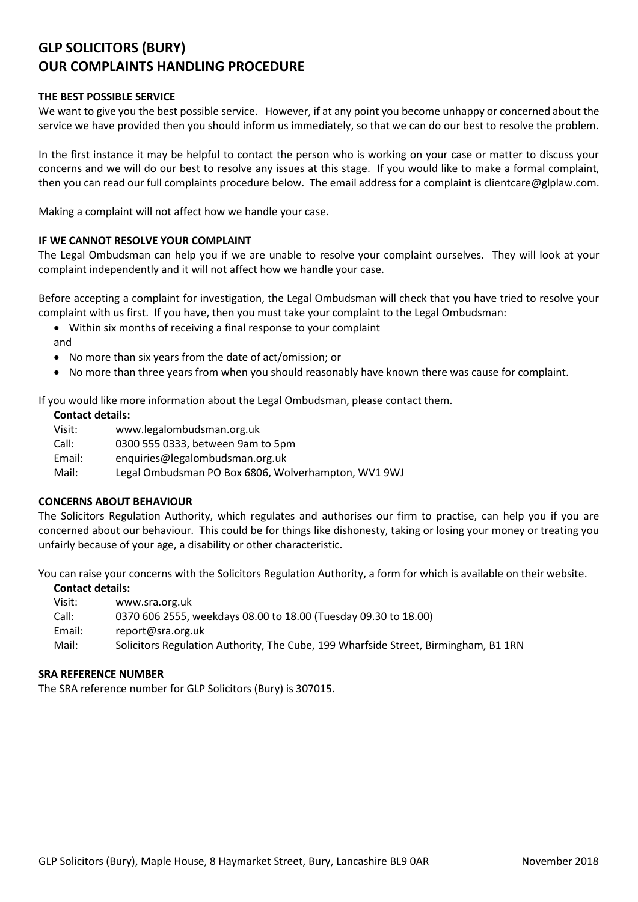# GLP SOLICITORS (BURY)
# OUR COMPLAINTS HANDLING PROCEDURE

## THE BEST POSSIBLE SERVICE

We want to give you the best possible service. However, if at any point you become unhappy or concerned about the service we have provided then you should inform us immediately, so that we can do our best to resolve the problem.

In the first instance it may be helpful to contact the person who is working on your case or matter to discuss your concerns and we will do our best to resolve any issues at this stage. If you would like to make a formal complaint, then you can read our full complaints procedure below. The email address for a complaint is clientcare@glplaw.com.

Making a complaint will not affect how we handle your case.

## IF WE CANNOT RESOLVE YOUR COMPLAINT

The Legal Ombudsman can help you if we are unable to resolve your complaint ourselves. They will look at your complaint independently and it will not affect how we handle your case.

Before accepting a complaint for investigation, the Legal Ombudsman will check that you have tried to resolve your complaint with us first. If you have, then you must take your complaint to the Legal Ombudsman:

- Within six months of receiving a final response to your complaint

and

- No more than six years from the date of act/omission; or
- No more than three years from when you should reasonably have known there was cause for complaint.

If you would like more information about the Legal Ombudsman, please contact them.

**Contact details:**

| | |
|---|---|
| Visit: | www.legalombudsman.org.uk |
| Call: | 0300 555 0333, between 9am to 5pm |
| Email: | enquiries@legalombudsman.org.uk |
| Mail: | Legal Ombudsman PO Box 6806, Wolverhampton, WV1 9WJ |

## CONCERNS ABOUT BEHAVIOUR

The Solicitors Regulation Authority, which regulates and authorises our firm to practise, can help you if you are concerned about our behaviour. This could be for things like dishonesty, taking or losing your money or treating you unfairly because of your age, a disability or other characteristic.

You can raise your concerns with the Solicitors Regulation Authority, a form for which is available on their website.

**Contact details:**

| | |
|---|---|
| Visit: | www.sra.org.uk |
| Call: | 0370 606 2555, weekdays 08.00 to 18.00 (Tuesday 09.30 to 18.00) |
| Email: | report@sra.org.uk |
| Mail: | Solicitors Regulation Authority, The Cube, 199 Wharfside Street, Birmingham, B1 1RN |

## SRA REFERENCE NUMBER

The SRA reference number for GLP Solicitors (Bury) is 307015.

GLP Solicitors (Bury), Maple House, 8 Haymarket Street, Bury, Lancashire BL9 0AR November 2018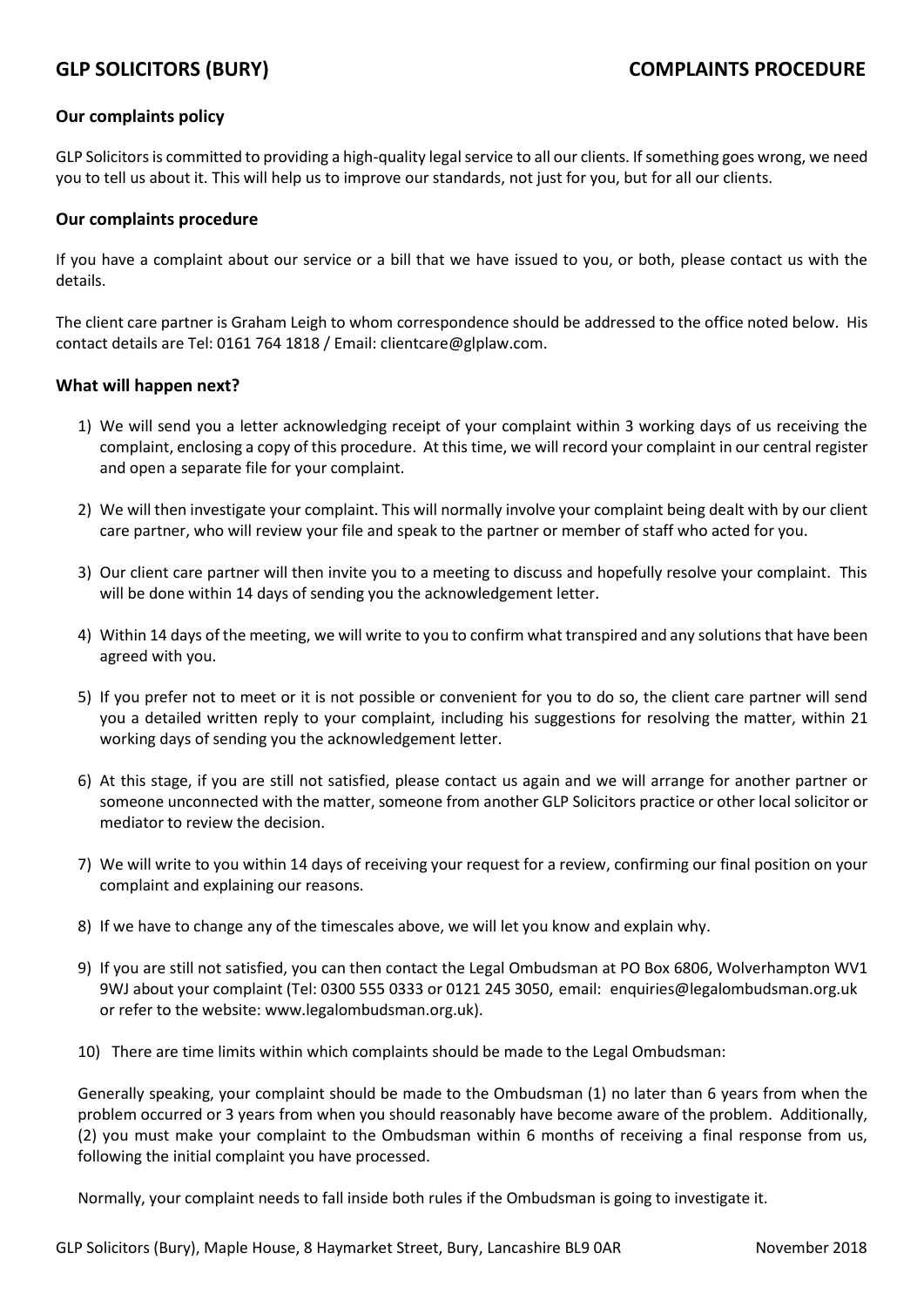# GLP SOLICITORS (BURY) COMPLAINTS PROCEDURE

## Our complaints policy

GLP Solicitors is committed to providing a high-quality legal service to all our clients. If something goes wrong, we need you to tell us about it. This will help us to improve our standards, not just for you, but for all our clients.

## Our complaints procedure

If you have a complaint about our service or a bill that we have issued to you, or both, please contact us with the details.

The client care partner is Graham Leigh to whom correspondence should be addressed to the office noted below. His contact details are Tel: 0161 764 1818 / Email: clientcare@glplaw.com.

## What will happen next?

1) We will send you a letter acknowledging receipt of your complaint within 3 working days of us receiving the complaint, enclosing a copy of this procedure. At this time, we will record your complaint in our central register and open a separate file for your complaint.

2) We will then investigate your complaint. This will normally involve your complaint being dealt with by our client care partner, who will review your file and speak to the partner or member of staff who acted for you.

3) Our client care partner will then invite you to a meeting to discuss and hopefully resolve your complaint. This will be done within 14 days of sending you the acknowledgement letter.

4) Within 14 days of the meeting, we will write to you to confirm what transpired and any solutions that have been agreed with you.

5) If you prefer not to meet or it is not possible or convenient for you to do so, the client care partner will send you a detailed written reply to your complaint, including his suggestions for resolving the matter, within 21 working days of sending you the acknowledgement letter.

6) At this stage, if you are still not satisfied, please contact us again and we will arrange for another partner or someone unconnected with the matter, someone from another GLP Solicitors practice or other local solicitor or mediator to review the decision.

7) We will write to you within 14 days of receiving your request for a review, confirming our final position on your complaint and explaining our reasons.

8) If we have to change any of the timescales above, we will let you know and explain why.

9) If you are still not satisfied, you can then contact the Legal Ombudsman at PO Box 6806, Wolverhampton WV1 9WJ about your complaint (Tel: 0300 555 0333 or 0121 245 3050, email: enquiries@legalombudsman.org.uk or refer to the website: www.legalombudsman.org.uk).

10) There are time limits within which complaints should be made to the Legal Ombudsman:

Generally speaking, your complaint should be made to the Ombudsman (1) no later than 6 years from when the problem occurred or 3 years from when you should reasonably have become aware of the problem. Additionally, (2) you must make your complaint to the Ombudsman within 6 months of receiving a final response from us, following the initial complaint you have processed.

Normally, your complaint needs to fall inside both rules if the Ombudsman is going to investigate it.

GLP Solicitors (Bury), Maple House, 8 Haymarket Street, Bury, Lancashire BL9 0AR November 2018